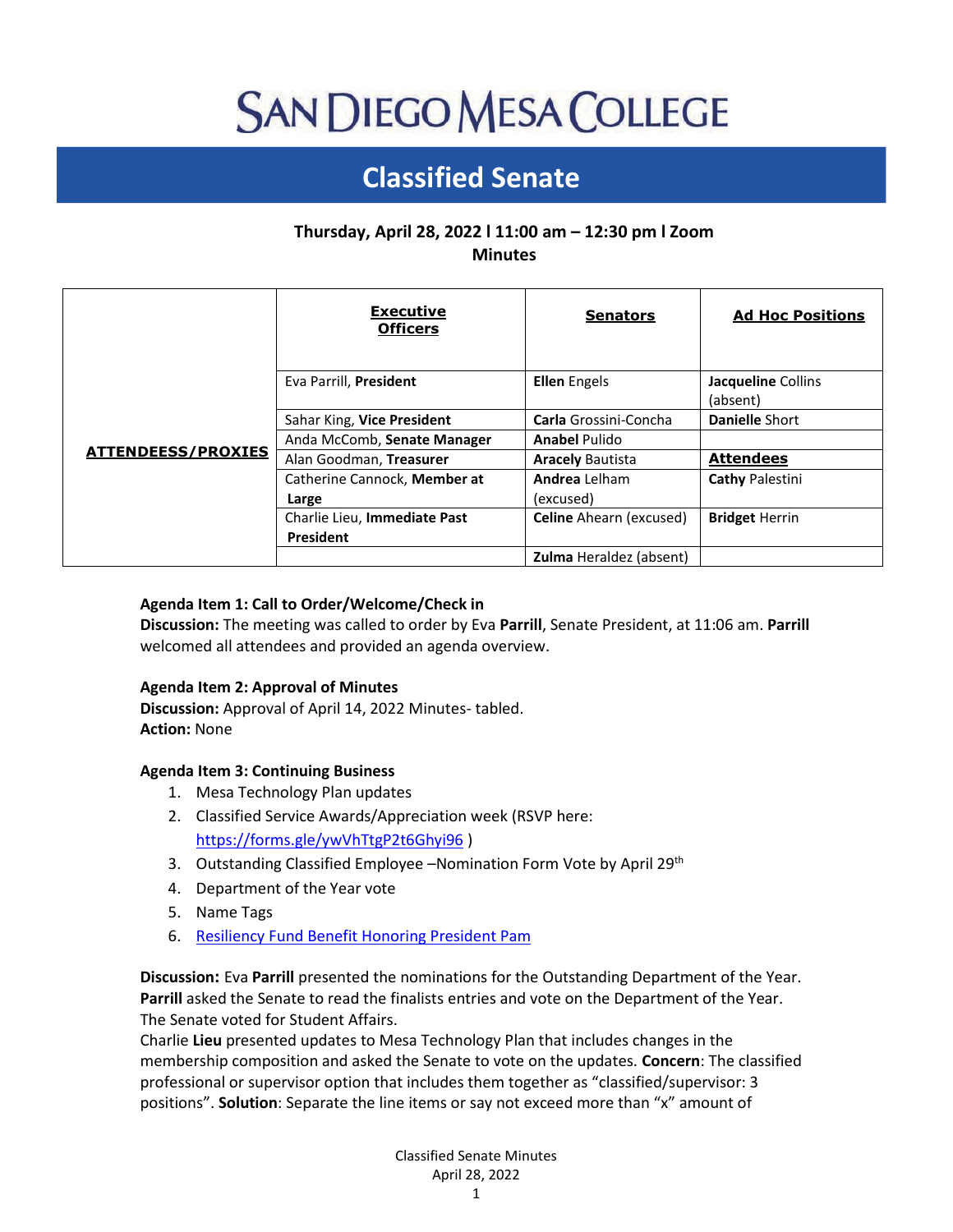# SAN DIEGO MESA COLLEGE

## Classified Senate

**Thursday, April 28, 2022 l 11:00 am – 12:30 pm l Zoom**
**Minutes**

| **ATTENDEESS/PROXIES** | **Executive Officers** | **Senators** | **Ad Hoc Positions** |
|---|---|---|---|
| | Eva Parrill, **President** | **Ellen** Engels | **Jacqueline** Collins (absent) |
| | Sahar King, **Vice President** | **Carla** Grossini-Concha | **Danielle** Short |
| | Anda McComb, **Senate Manager** | **Anabel** Pulido | |
| | Alan Goodman, **Treasurer** | **Aracely** Bautista | **Attendees** |
| | Catherine Cannock, **Member at Large** | **Andrea** Lelham (excused) | **Cathy** Palestini |
| | Charlie Lieu, **Immediate Past President** | **Celine** Ahearn (excused) | **Bridget** Herrin |
| | | **Zulma** Heraldez (absent) | |

**Agenda Item 1: Call to Order/Welcome/Check in**
**Discussion:** The meeting was called to order by Eva **Parrill**, Senate President, at 11:06 am. **Parrill** welcomed all attendees and provided an agenda overview.

**Agenda Item 2: Approval of Minutes**
**Discussion:** Approval of April 14, 2022 Minutes- tabled.
**Action:** None

**Agenda Item 3: Continuing Business**

1. Mesa Technology Plan updates
2. Classified Service Awards/Appreciation week (RSVP here: https://forms.gle/ywVhTtgP2t6Ghyi96 )
3. Outstanding Classified Employee –Nomination Form Vote by April 29th
4. Department of the Year vote
5. Name Tags
6. Resiliency Fund Benefit Honoring President Pam

**Discussion:** Eva **Parrill** presented the nominations for the Outstanding Department of the Year. **Parrill** asked the Senate to read the finalists entries and vote on the Department of the Year. The Senate voted for Student Affairs.
Charlie **Lieu** presented updates to Mesa Technology Plan that includes changes in the membership composition and asked the Senate to vote on the updates. **Concern**: The classified professional or supervisor option that includes them together as "classified/supervisor: 3 positions". **Solution**: Separate the line items or say not exceed more than "x" amount of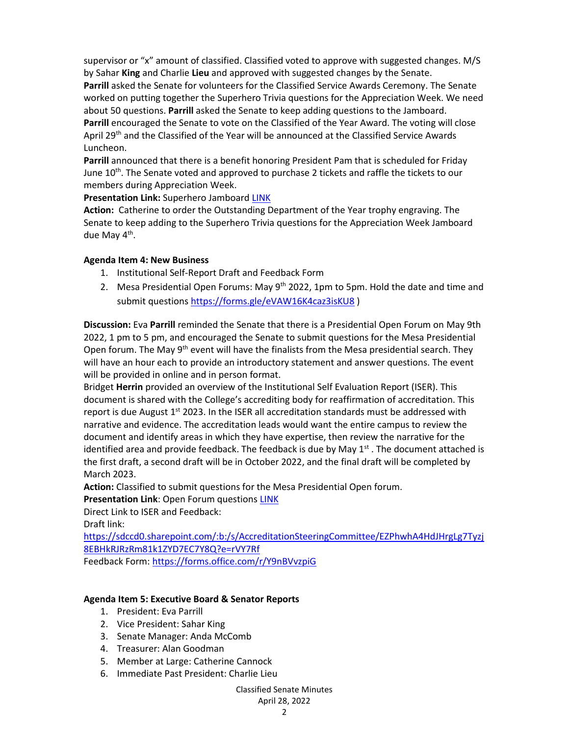supervisor or "x" amount of classified. Classified voted to approve with suggested changes. M/S by Sahar **King** and Charlie **Lieu** and approved with suggested changes by the Senate.

**Parrill** asked the Senate for volunteers for the Classified Service Awards Ceremony. The Senate worked on putting together the Superhero Trivia questions for the Appreciation Week. We need about 50 questions. **Parrill** asked the Senate to keep adding questions to the Jamboard.

**Parrill** encouraged the Senate to vote on the Classified of the Year Award. The voting will close April 29th and the Classified of the Year will be announced at the Classified Service Awards Luncheon.

**Parrill** announced that there is a benefit honoring President Pam that is scheduled for Friday June 10th. The Senate voted and approved to purchase 2 tickets and raffle the tickets to our members during Appreciation Week.

**Presentation Link:** Superhero Jamboard LINK

**Action:** Catherine to order the Outstanding Department of the Year trophy engraving. The Senate to keep adding to the Superhero Trivia questions for the Appreciation Week Jamboard due May 4th.

**Agenda Item 4: New Business**

1. Institutional Self-Report Draft and Feedback Form
2. Mesa Presidential Open Forums: May 9th 2022, 1pm to 5pm. Hold the date and time and submit questions https://forms.gle/eVAW16K4caz3isKU8 )

**Discussion:** Eva **Parrill** reminded the Senate that there is a Presidential Open Forum on May 9th 2022, 1 pm to 5 pm, and encouraged the Senate to submit questions for the Mesa Presidential Open forum. The May 9th event will have the finalists from the Mesa presidential search. They will have an hour each to provide an introductory statement and answer questions. The event will be provided in online and in person format.

Bridget **Herrin** provided an overview of the Institutional Self Evaluation Report (ISER). This document is shared with the College's accrediting body for reaffirmation of accreditation. This report is due August 1st 2023. In the ISER all accreditation standards must be addressed with narrative and evidence. The accreditation leads would want the entire campus to review the document and identify areas in which they have expertise, then review the narrative for the identified area and provide feedback. The feedback is due by May 1st . The document attached is the first draft, a second draft will be in October 2022, and the final draft will be completed by March 2023.

**Action:** Classified to submit questions for the Mesa Presidential Open forum.

**Presentation Link**: Open Forum questions LINK

Direct Link to ISER and Feedback:

Draft link:

https://sdccd0.sharepoint.com/:b:/s/AccreditationSteeringCommittee/EZPhwhA4HdJHrgLg7Tyzj8EBHkRJRzRm81k1ZYD7EC7Y8Q?e=rVY7Rf

Feedback Form: https://forms.office.com/r/Y9nBVvzpiG

**Agenda Item 5: Executive Board & Senator Reports**

1. President: Eva Parrill
2. Vice President: Sahar King
3. Senate Manager: Anda McComb
4. Treasurer: Alan Goodman
5. Member at Large: Catherine Cannock
6. Immediate Past President: Charlie Lieu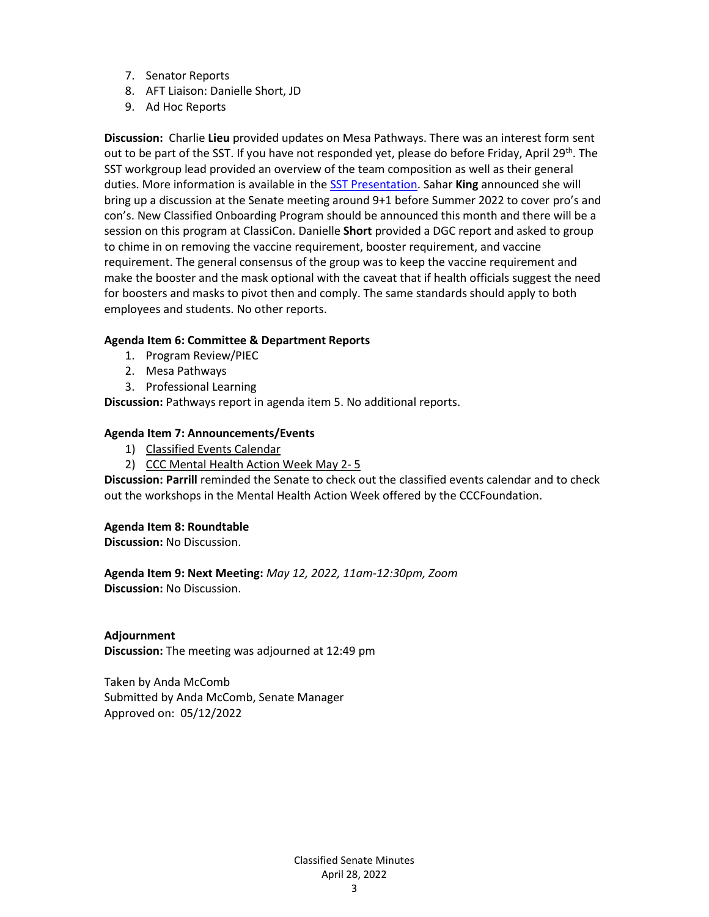7. Senator Reports
8. AFT Liaison: Danielle Short, JD
9. Ad Hoc Reports

**Discussion:** Charlie **Lieu** provided updates on Mesa Pathways. There was an interest form sent out to be part of the SST. If you have not responded yet, please do before Friday, April 29th. The SST workgroup lead provided an overview of the team composition as well as their general duties. More information is available in the SST Presentation. Sahar **King** announced she will bring up a discussion at the Senate meeting around 9+1 before Summer 2022 to cover pro's and con's. New Classified Onboarding Program should be announced this month and there will be a session on this program at ClassiCon. Danielle **Short** provided a DGC report and asked to group to chime in on removing the vaccine requirement, booster requirement, and vaccine requirement. The general consensus of the group was to keep the vaccine requirement and make the booster and the mask optional with the caveat that if health officials suggest the need for boosters and masks to pivot then and comply. The same standards should apply to both employees and students. No other reports.

**Agenda Item 6: Committee & Department Reports**

1. Program Review/PIEC
2. Mesa Pathways
3. Professional Learning

**Discussion:** Pathways report in agenda item 5. No additional reports.

**Agenda Item 7: Announcements/Events**

1) Classified Events Calendar
2) CCC Mental Health Action Week May 2- 5

**Discussion: Parrill** reminded the Senate to check out the classified events calendar and to check out the workshops in the Mental Health Action Week offered by the CCCFoundation.

**Agenda Item 8: Roundtable**
**Discussion:** No Discussion.

**Agenda Item 9: Next Meeting:** *May 12, 2022, 11am-12:30pm, Zoom*
**Discussion:** No Discussion.

**Adjournment**
**Discussion:** The meeting was adjourned at 12:49 pm

Taken by Anda McComb
Submitted by Anda McComb, Senate Manager
Approved on: 05/12/2022